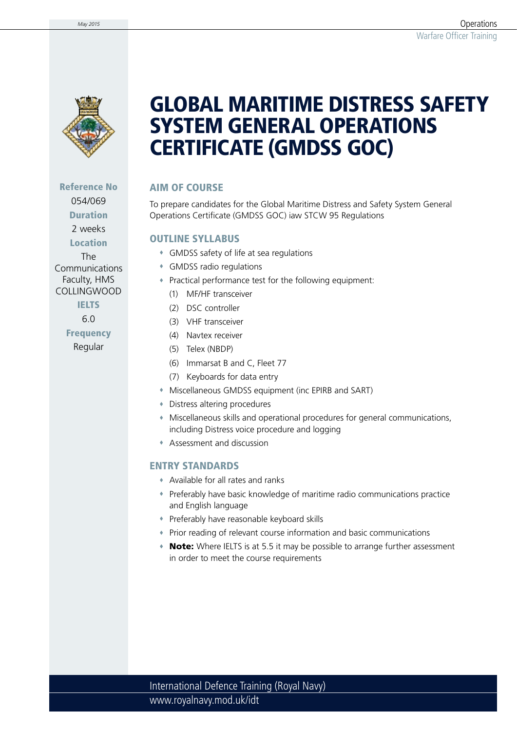# GLOBAL MARITIME DISTRESS SAFETY SYSTEM GENERAL OPERATIONS CERTIFICATE (GMDSS GOC)

**Reference No**
054/069

**Duration**
2 weeks

**Location**
The Communications Faculty, HMS COLLINGWOOD

**IELTS**
6.0

**Frequency**
Regular

## AIM OF COURSE

To prepare candidates for the Global Maritime Distress and Safety System General Operations Certificate (GMDSS GOC) iaw STCW 95 Regulations

## OUTLINE SYLLABUS

- GMDSS safety of life at sea regulations
- GMDSS radio regulations
- Practical performance test for the following equipment:
  (1) MF/HF transceiver
  (2) DSC controller
  (3) VHF transceiver
  (4) Navtex receiver
  (5) Telex (NBDP)
  (6) Immarsat B and C, Fleet 77
  (7) Keyboards for data entry
- Miscellaneous GMDSS equipment (inc EPIRB and SART)
- Distress altering procedures
- Miscellaneous skills and operational procedures for general communications, including Distress voice procedure and logging
- Assessment and discussion

## ENTRY STANDARDS

- Available for all rates and ranks
- Preferably have basic knowledge of maritime radio communications practice and English language
- Preferably have reasonable keyboard skills
- Prior reading of relevant course information and basic communications
- **Note:** Where IELTS is at 5.5 it may be possible to arrange further assessment in order to meet the course requirements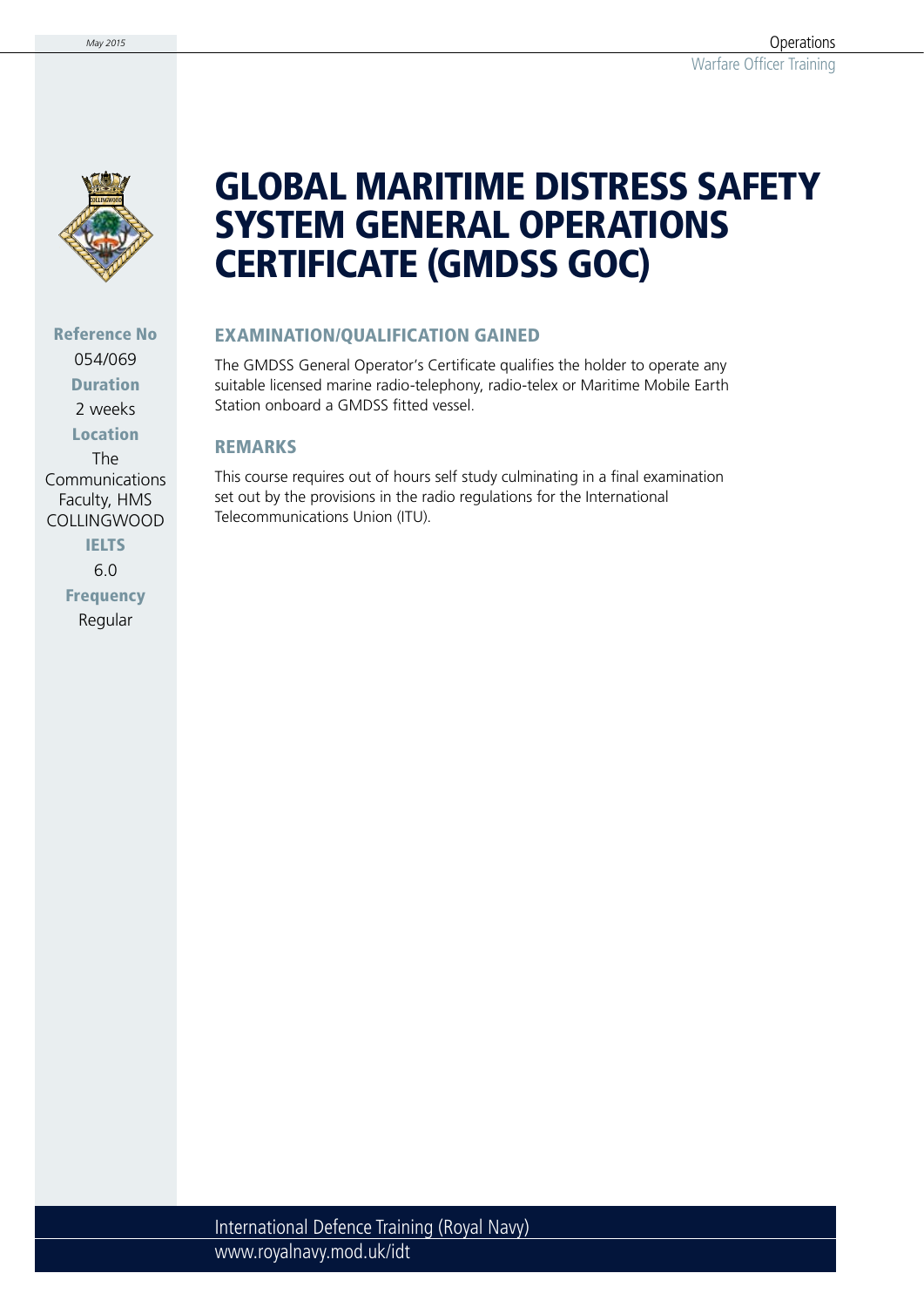# GLOBAL MARITIME DISTRESS SAFETY SYSTEM GENERAL OPERATIONS CERTIFICATE (GMDSS GOC)

**Reference No**
054/069

**Duration**
2 weeks

**Location**
The Communications Faculty, HMS COLLINGWOOD

**IELTS**
6.0

**Frequency**
Regular

## EXAMINATION/QUALIFICATION GAINED

The GMDSS General Operator's Certificate qualifies the holder to operate any suitable licensed marine radio-telephony, radio-telex or Maritime Mobile Earth Station onboard a GMDSS fitted vessel.

## REMARKS

This course requires out of hours self study culminating in a final examination set out by the provisions in the radio regulations for the International Telecommunications Union (ITU).